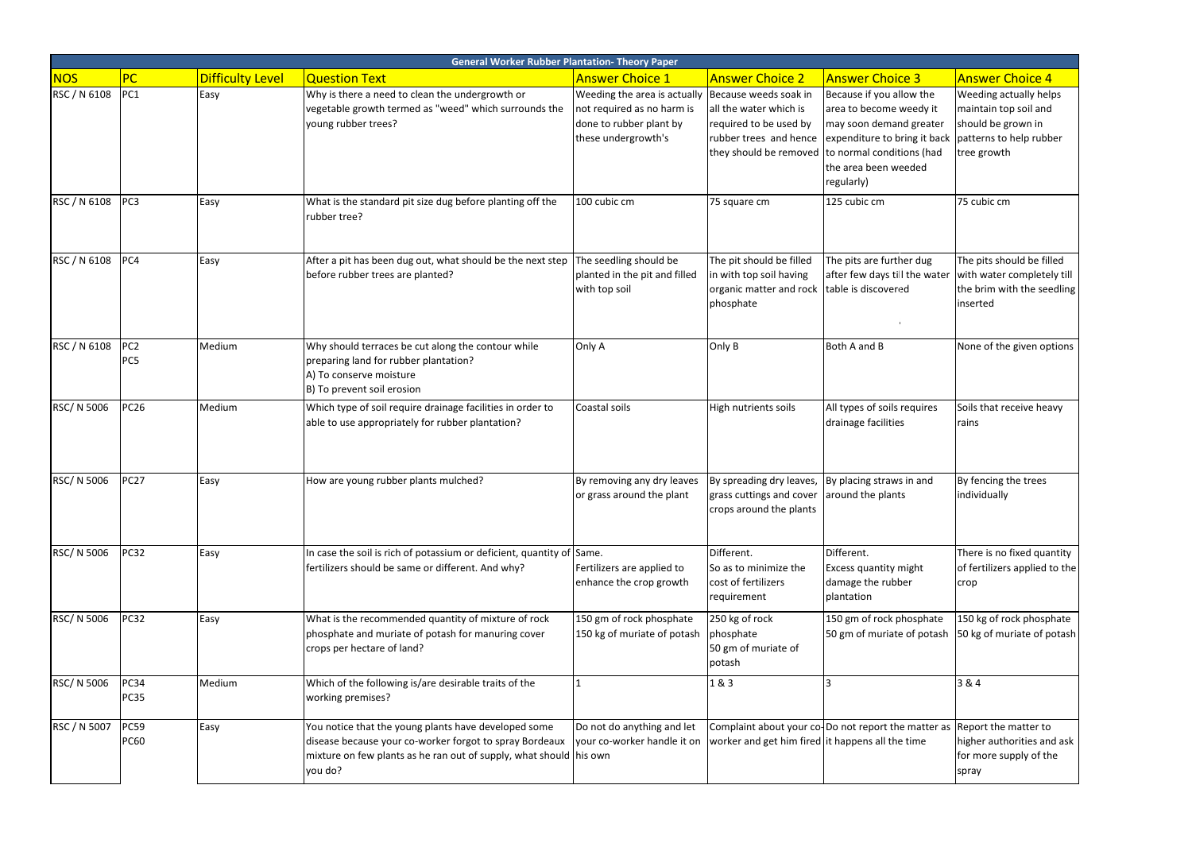| General Worker Rubber Plantation- Theory Paper | | | | | | | |
|---|---|---|---|---|---|---|---|
| **NOS** | **PC** | **Difficulty Level** | **Question Text** | **Answer Choice 1** | **Answer Choice 2** | **Answer Choice 3** | **Answer Choice 4** |
| RSC / N 6108 | PC1 | Easy | Why is there a need to clean the undergrowth or vegetable growth termed as "weed" which surrounds the young rubber trees? | Weeding the area is actually not required as no harm is done to rubber plant by these undergrowth's | Because weeds soak in all the water which is required to be used by rubber trees and hence they should be removed | Because if you allow the area to become weedy it may soon demand greater expenditure to bring it back to normal conditions (had the area been weeded regularly) | Weeding actually helps maintain top soil and should be grown in patterns to help rubber tree growth |
| RSC / N 6108 | PC3 | Easy | What is the standard pit size dug before planting off the rubber tree? | 100 cubic cm | 75 square cm | 125 cubic cm | 75 cubic cm |
| RSC / N 6108 | PC4 | Easy | After a pit has been dug out, what should be the next step before rubber trees are planted? | The seedling should be planted in the pit and filled with top soil | The pit should be filled in with top soil having organic matter and rock phosphate | The pits are further dug after few days till the water table is discovered | The pits should be filled with water completely till the brim with the seedling inserted |
| RSC / N 6108 | PC2<br>PC5 | Medium | Why should terraces be cut along the contour while preparing land for rubber plantation?<br>A) To conserve moisture<br>B) To prevent soil erosion | Only A | Only B | Both A and B | None of the given options |
| RSC/ N 5006 | PC26 | Medium | Which type of soil require drainage facilities in order to able to use appropriately for rubber plantation? | Coastal soils | High nutrients soils | All types of soils requires drainage facilities | Soils that receive heavy rains |
| RSC/ N 5006 | PC27 | Easy | How are young rubber plants mulched? | By removing any dry leaves or grass around the plant | By spreading dry leaves, grass cuttings and cover crops around the plants | By placing straws in and around the plants | By fencing the trees individually |
| RSC/ N 5006 | PC32 | Easy | In case the soil is rich of potassium or deficient, quantity of fertilizers should be same or different. And why? | Same.<br>Fertilizers are applied to enhance the crop growth | Different.<br>So as to minimize the cost of fertilizers requirement | Different.<br>Excess quantity might damage the rubber plantation | There is no fixed quantity of fertilizers applied to the crop |
| RSC/ N 5006 | PC32 | Easy | What is the recommended quantity of mixture of rock phosphate and muriate of potash for manuring cover crops per hectare of land? | 150 gm of rock phosphate<br>150 kg of muriate of potash | 250 kg of rock phosphate<br>50 gm of muriate of potash | 150 gm of rock phosphate<br>50 gm of muriate of potash | 150 kg of rock phosphate<br>50 kg of muriate of potash |
| RSC/ N 5006 | PC34<br>PC35 | Medium | Which of the following is/are desirable traits of the working premises? | 1 | 1 & 3 | 3 | 3 & 4 |
| RSC / N 5007 | PC59<br>PC60 | Easy | You notice that the young plants have developed some disease because your co-worker forgot to spray Bordeaux mixture on few plants as he ran out of supply, what should you do? | Do not do anything and let your co-worker handle it on his own | Complaint about your co-worker and get him fired | Do not report the matter as it happens all the time | Report the matter to higher authorities and ask for more supply of the spray |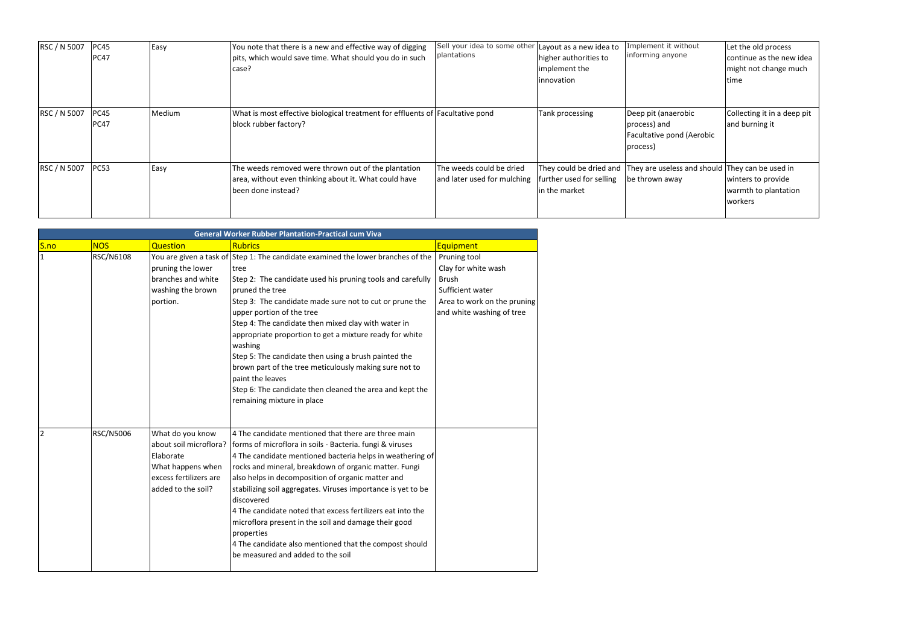| RSC / N 5007 | PC45 PC47 | Easy | You note that there is a new and effective way of digging pits, which would save time. What should you do in such case? | Sell your idea to some other plantations | Layout as a new idea to higher authorities to implement the innovation | Implement it without informing anyone | Let the old process continue as the new idea might not change much time |
|---|---|---|---|---|---|---|---|
| RSC / N 5007 | PC45 PC47 | Medium | What is most effective biological treatment for effluents of block rubber factory? | Facultative pond | Tank processing | Deep pit (anaerobic process) and Facultative pond (Aerobic process) | Collecting it in a deep pit and burning it |
| RSC / N 5007 | PC53 | Easy | The weeds removed were thrown out of the plantation area, without even thinking about it. What could have been done instead? | The weeds could be dried and later used for mulching | They could be dried and further used for selling in the market | They are useless and should be thrown away | They can be used in winters to provide warmth to plantation workers |

| General Worker Rubber Plantation-Practical cum Viva | | | | |
|---|---|---|---|---|
| S.no | NOS | Question | Rubrics | Equipment |
| 1 | RSC/N6108 | You are given a task of pruning the lower branches of tree and white washing the brown portion. | Step 1: The candidate examined the lower branches of the tree<br>Step 2: The candidate used his pruning tools and carefully pruned the tree<br>Step 3: The candidate made sure not to cut or prune the upper portion of the tree<br>Step 4: The candidate then mixed clay with water in appropriate proportion to get a mixture ready for white washing<br>Step 5: The candidate then using a brush painted the brown part of the tree meticulously making sure not to paint the leaves<br>Step 6: The candidate then cleaned the area and kept the remaining mixture in place | Pruning tool<br>Clay for white wash<br>Brush<br>Sufficient water<br>Area to work on the pruning and white washing of tree |
| 2 | RSC/N5006 | What do you know about soil microflora? Elaborate<br>What happens when excess fertilizers are added to the soil? | 4 The candidate mentioned that there are three main forms of microflora in soils - Bacteria. fungi & viruses<br>4 The candidate mentioned bacteria helps in weathering of rocks and mineral, breakdown of organic matter. Fungi also helps in decomposition of organic matter and stabilizing soil aggregates. Viruses importance is yet to be discovered<br>4 The candidate noted that excess fertilizers eat into the microflora present in the soil and damage their good properties<br>4 The candidate also mentioned that the compost should be measured and added to the soil | |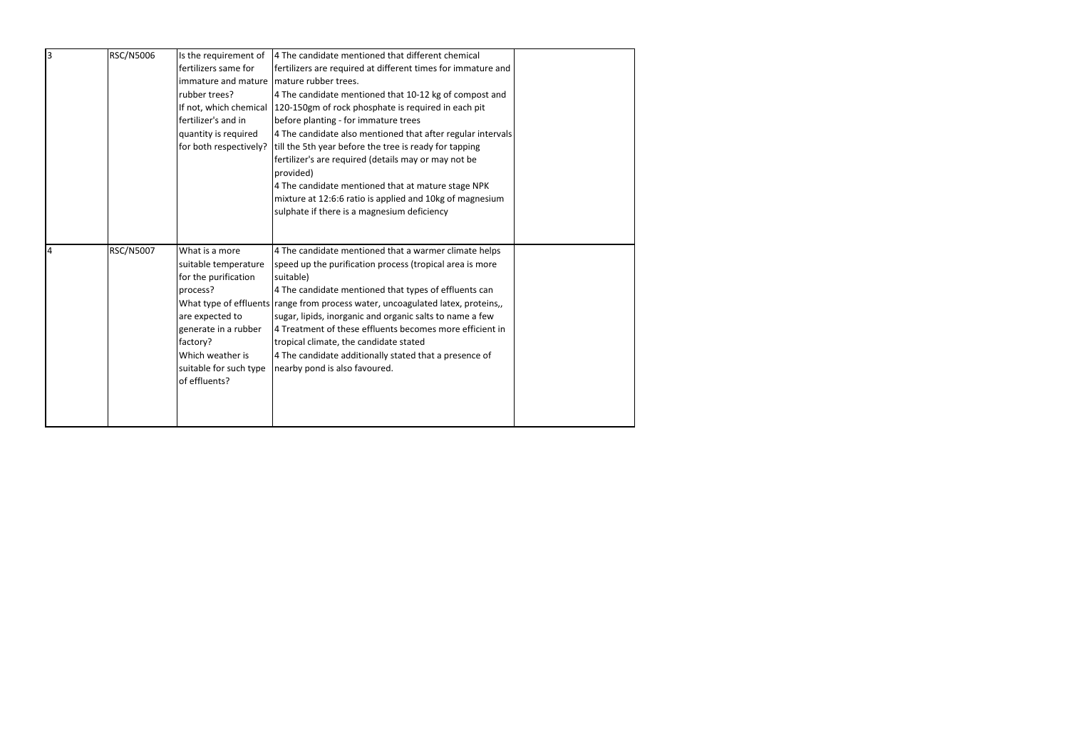| | | | | |
|---|---|---|---|---|
| 3 | RSC/N5006 | Is the requirement of fertilizers same for immature and mature rubber trees? If not, which chemical fertilizer's and in quantity is required for both respectively? | 4 The candidate mentioned that different chemical fertilizers are required at different times for immature and mature rubber trees.<br>4 The candidate mentioned that 10-12 kg of compost and 120-150gm of rock phosphate is required in each pit before planting - for immature trees<br>4 The candidate also mentioned that after regular intervals till the 5th year before the tree is ready for tapping fertilizer's are required (details may or may not be provided)<br>4 The candidate mentioned that at mature stage NPK mixture at 12:6:6 ratio is applied and 10kg of magnesium sulphate if there is a magnesium deficiency | |
| 4 | RSC/N5007 | What is a more suitable temperature for the purification process? What type of effluents are expected to generate in a rubber factory? Which weather is suitable for such type of effluents? | 4 The candidate mentioned that a warmer climate helps speed up the purification process (tropical area is more suitable)<br>4 The candidate mentioned that types of effluents can range from process water, uncoagulated latex, proteins,, sugar, lipids, inorganic and organic salts to name a few<br>4 Treatment of these effluents becomes more efficient in tropical climate, the candidate stated<br>4 The candidate additionally stated that a presence of nearby pond is also favoured. | |